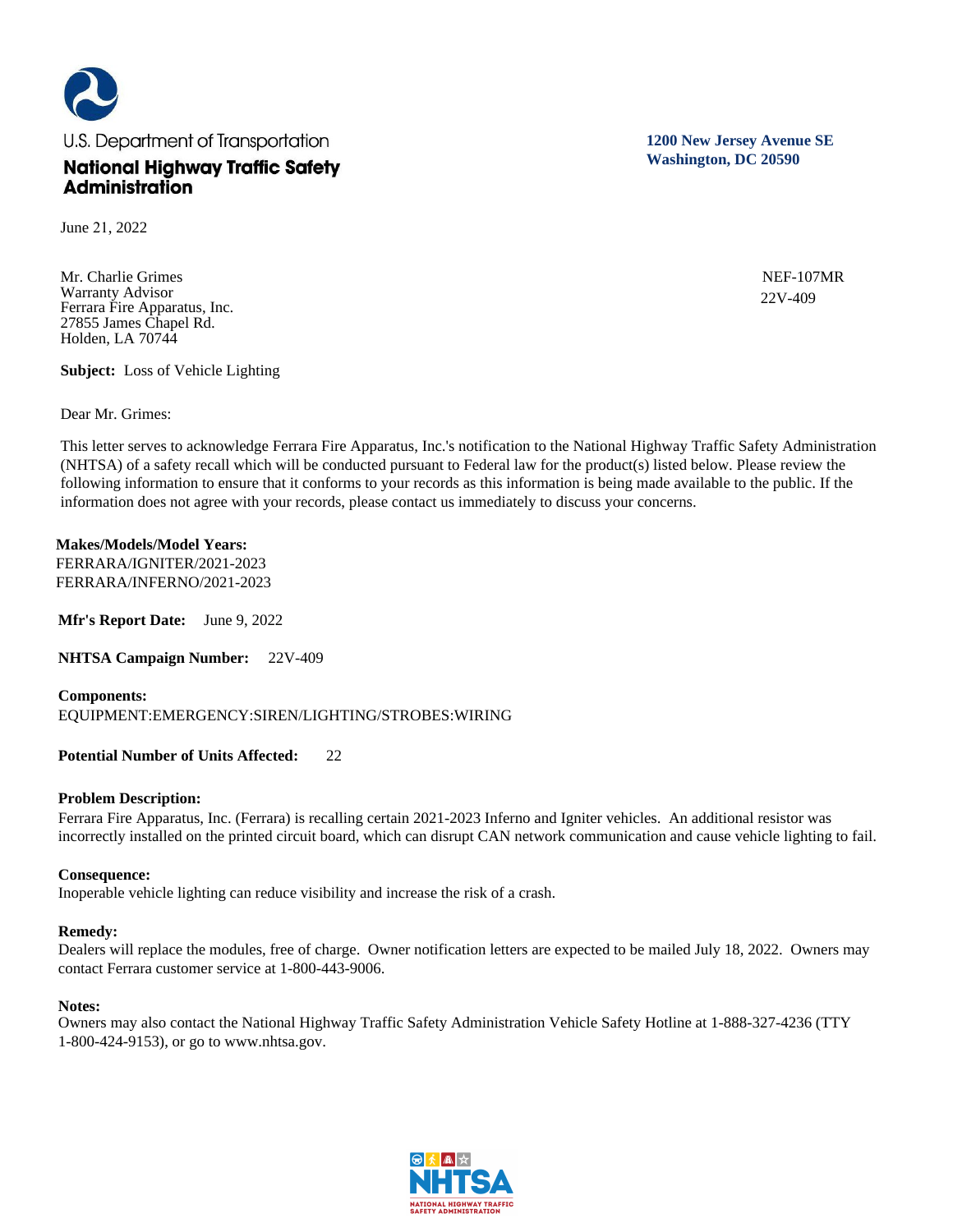U.S. Department of Transportation

**National Highway Traffic Safety Administration**

**1200 New Jersey Avenue SE**
**Washington, DC 20590**

June 21, 2022

Mr. Charlie Grimes
Warranty Advisor
Ferrara Fire Apparatus, Inc.
27855 James Chapel Rd.
Holden, LA 70744

NEF-107MR
22V-409

**Subject:** Loss of Vehicle Lighting

Dear Mr. Grimes:

This letter serves to acknowledge Ferrara Fire Apparatus, Inc.'s notification to the National Highway Traffic Safety Administration (NHTSA) of a safety recall which will be conducted pursuant to Federal law for the product(s) listed below. Please review the following information to ensure that it conforms to your records as this information is being made available to the public. If the information does not agree with your records, please contact us immediately to discuss your concerns.

**Makes/Models/Model Years:**
FERRARA/IGNITER/2021-2023
FERRARA/INFERNO/2021-2023

**Mfr's Report Date:** June 9, 2022

**NHTSA Campaign Number:** 22V-409

**Components:**
EQUIPMENT:EMERGENCY:SIREN/LIGHTING/STROBES:WIRING

**Potential Number of Units Affected:** 22

**Problem Description:**
Ferrara Fire Apparatus, Inc. (Ferrara) is recalling certain 2021-2023 Inferno and Igniter vehicles. An additional resistor was incorrectly installed on the printed circuit board, which can disrupt CAN network communication and cause vehicle lighting to fail.

**Consequence:**
Inoperable vehicle lighting can reduce visibility and increase the risk of a crash.

**Remedy:**
Dealers will replace the modules, free of charge. Owner notification letters are expected to be mailed July 18, 2022. Owners may contact Ferrara customer service at 1-800-443-9006.

**Notes:**
Owners may also contact the National Highway Traffic Safety Administration Vehicle Safety Hotline at 1-888-327-4236 (TTY 1-800-424-9153), or go to www.nhtsa.gov.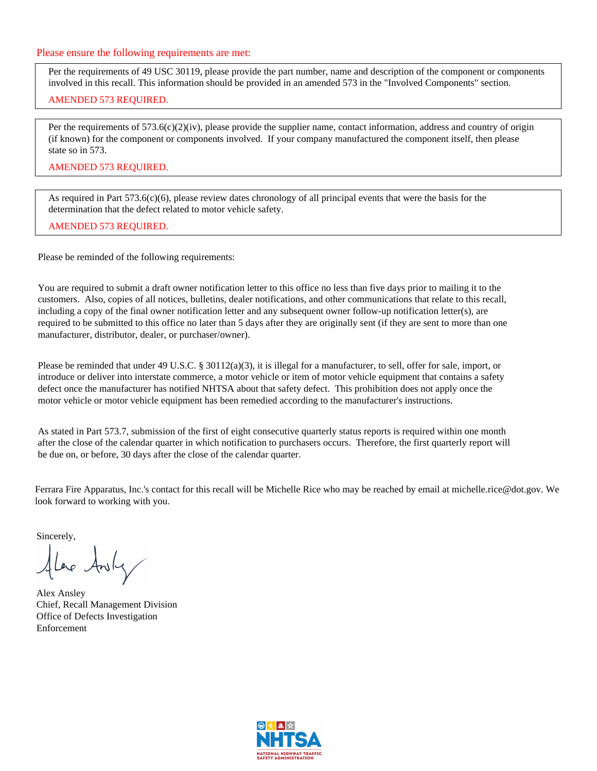Please ensure the following requirements are met:

Per the requirements of 49 USC 30119, please provide the part number, name and description of the component or components involved in this recall. This information should be provided in an amended 573 in the "Involved Components" section.

AMENDED 573 REQUIRED.

Per the requirements of 573.6(c)(2)(iv), please provide the supplier name, contact information, address and country of origin (if known) for the component or components involved. If your company manufactured the component itself, then please state so in 573.

AMENDED 573 REQUIRED.

As required in Part 573.6(c)(6), please review dates chronology of all principal events that were the basis for the determination that the defect related to motor vehicle safety.

AMENDED 573 REQUIRED.

Please be reminded of the following requirements:

You are required to submit a draft owner notification letter to this office no less than five days prior to mailing it to the customers. Also, copies of all notices, bulletins, dealer notifications, and other communications that relate to this recall, including a copy of the final owner notification letter and any subsequent owner follow-up notification letter(s), are required to be submitted to this office no later than 5 days after they are originally sent (if they are sent to more than one manufacturer, distributor, dealer, or purchaser/owner).

Please be reminded that under 49 U.S.C. § 30112(a)(3), it is illegal for a manufacturer, to sell, offer for sale, import, or introduce or deliver into interstate commerce, a motor vehicle or item of motor vehicle equipment that contains a safety defect once the manufacturer has notified NHTSA about that safety defect. This prohibition does not apply once the motor vehicle or motor vehicle equipment has been remedied according to the manufacturer's instructions.

As stated in Part 573.7, submission of the first of eight consecutive quarterly status reports is required within one month after the close of the calendar quarter in which notification to purchasers occurs. Therefore, the first quarterly report will be due on, or before, 30 days after the close of the calendar quarter.

Ferrara Fire Apparatus, Inc.'s contact for this recall will be Michelle Rice who may be reached by email at michelle.rice@dot.gov. We look forward to working with you.

Sincerely,

Alex Ansley
Chief, Recall Management Division
Office of Defects Investigation
Enforcement

NHTSA
NATIONAL HIGHWAY TRAFFIC SAFETY ADMINISTRATION